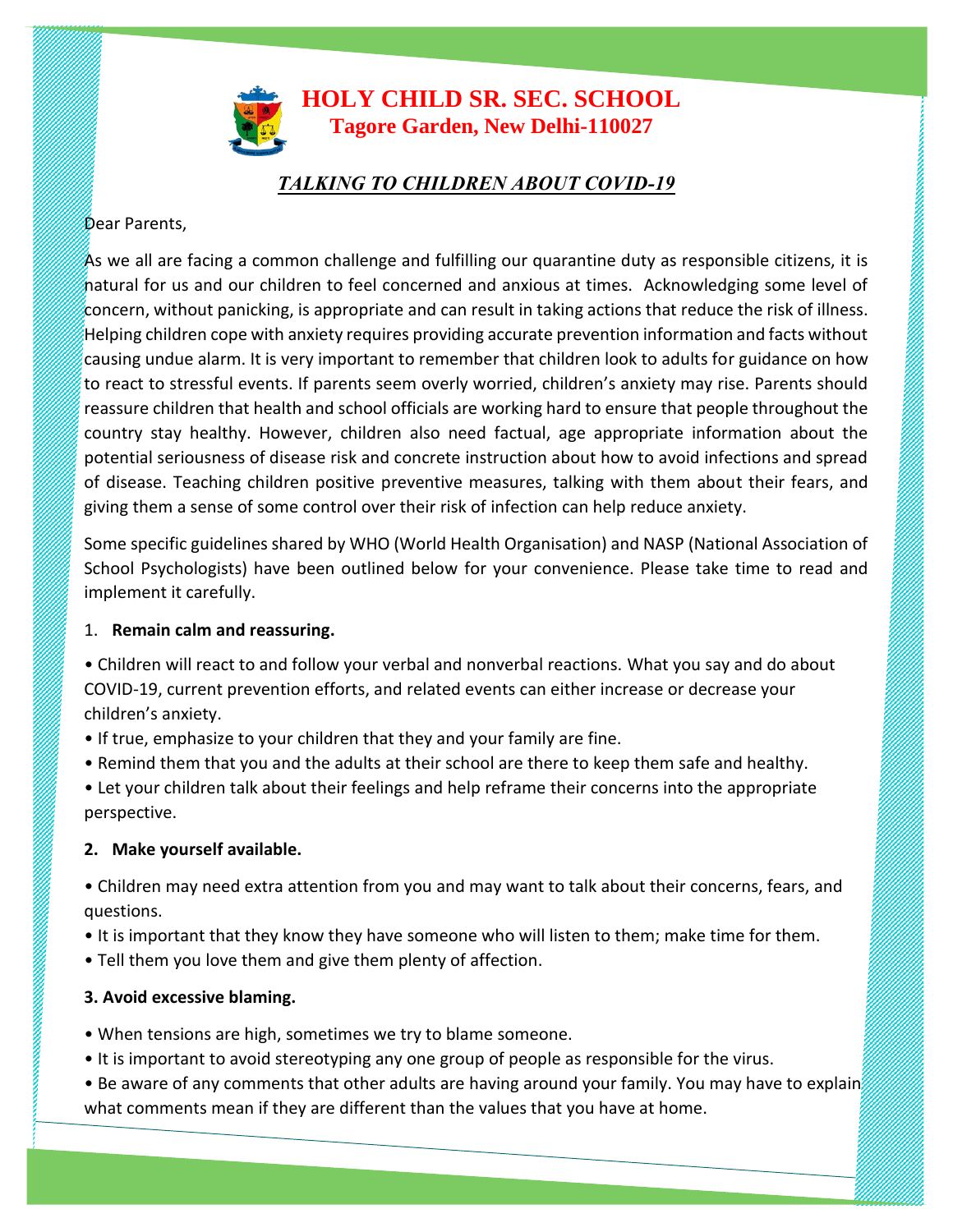# HOLY CHILD SR. SEC. SCHOOL

## Tagore Garden, New Delhi-110027

## *TALKING TO CHILDREN ABOUT COVID-19*

Dear Parents,

As we all are facing a common challenge and fulfilling our quarantine duty as responsible citizens, it is natural for us and our children to feel concerned and anxious at times. Acknowledging some level of concern, without panicking, is appropriate and can result in taking actions that reduce the risk of illness. Helping children cope with anxiety requires providing accurate prevention information and facts without causing undue alarm. It is very important to remember that children look to adults for guidance on how to react to stressful events. If parents seem overly worried, children's anxiety may rise. Parents should reassure children that health and school officials are working hard to ensure that people throughout the country stay healthy. However, children also need factual, age appropriate information about the potential seriousness of disease risk and concrete instruction about how to avoid infections and spread of disease. Teaching children positive preventive measures, talking with them about their fears, and giving them a sense of some control over their risk of infection can help reduce anxiety.

Some specific guidelines shared by WHO (World Health Organisation) and NASP (National Association of School Psychologists) have been outlined below for your convenience. Please take time to read and implement it carefully.

1. **Remain calm and reassuring.**

- Children will react to and follow your verbal and nonverbal reactions. What you say and do about COVID-19, current prevention efforts, and related events can either increase or decrease your children's anxiety.
- If true, emphasize to your children that they and your family are fine.
- Remind them that you and the adults at their school are there to keep them safe and healthy.
- Let your children talk about their feelings and help reframe their concerns into the appropriate perspective.

2. **Make yourself available.**

- Children may need extra attention from you and may want to talk about their concerns, fears, and questions.
- It is important that they know they have someone who will listen to them; make time for them.
- Tell them you love them and give them plenty of affection.

3. **Avoid excessive blaming.**

- When tensions are high, sometimes we try to blame someone.
- It is important to avoid stereotyping any one group of people as responsible for the virus.
- Be aware of any comments that other adults are having around your family. You may have to explain what comments mean if they are different than the values that you have at home.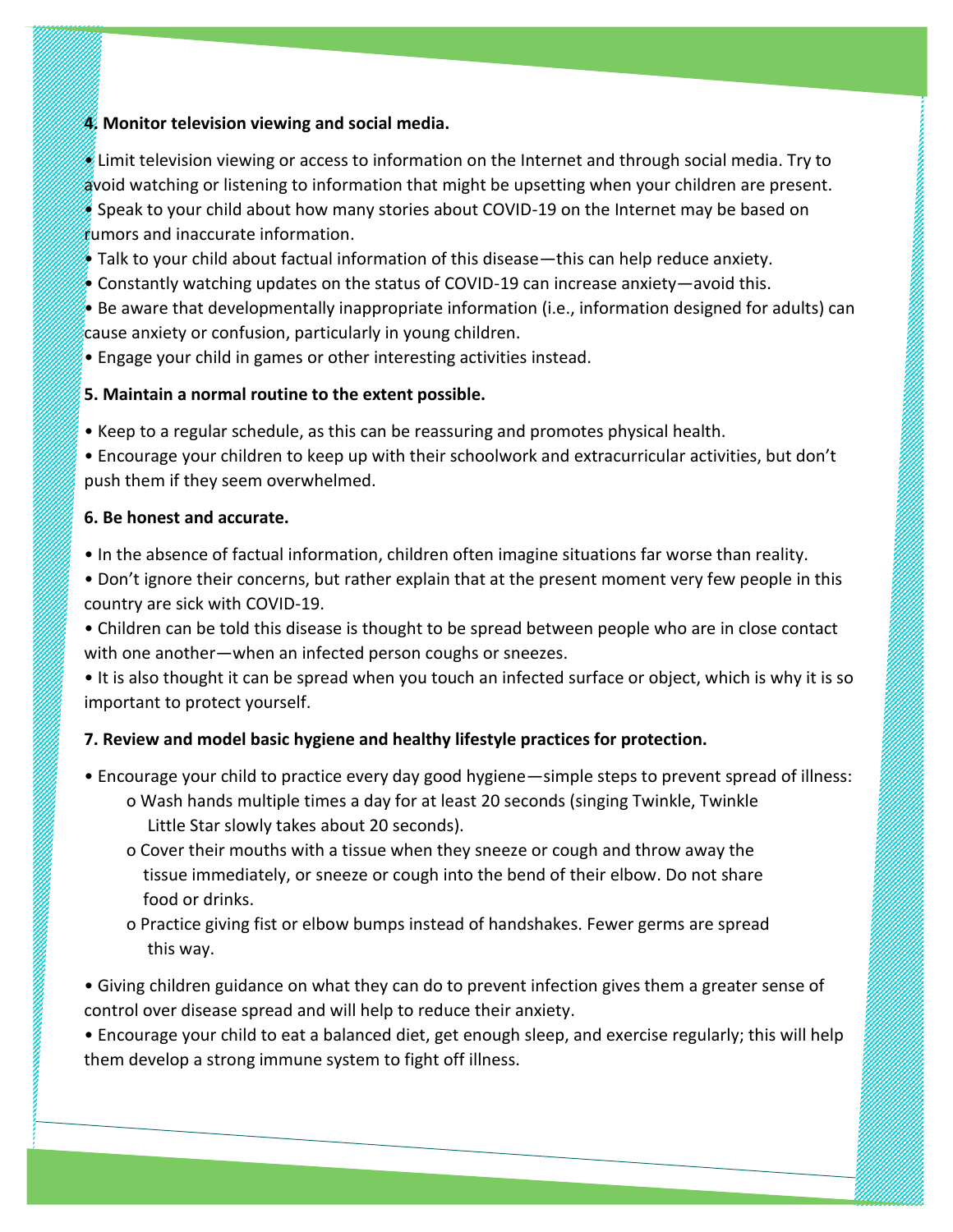**4. Monitor television viewing and social media.**

- Limit television viewing or access to information on the Internet and through social media. Try to avoid watching or listening to information that might be upsetting when your children are present.
- Speak to your child about how many stories about COVID-19 on the Internet may be based on rumors and inaccurate information.
- Talk to your child about factual information of this disease—this can help reduce anxiety.
- Constantly watching updates on the status of COVID-19 can increase anxiety—avoid this.
- Be aware that developmentally inappropriate information (i.e., information designed for adults) can cause anxiety or confusion, particularly in young children.
- Engage your child in games or other interesting activities instead.

**5. Maintain a normal routine to the extent possible.**

- Keep to a regular schedule, as this can be reassuring and promotes physical health.
- Encourage your children to keep up with their schoolwork and extracurricular activities, but don't push them if they seem overwhelmed.

**6. Be honest and accurate.**

- In the absence of factual information, children often imagine situations far worse than reality.
- Don't ignore their concerns, but rather explain that at the present moment very few people in this country are sick with COVID-19.
- Children can be told this disease is thought to be spread between people who are in close contact with one another—when an infected person coughs or sneezes.
- It is also thought it can be spread when you touch an infected surface or object, which is why it is so important to protect yourself.

**7. Review and model basic hygiene and healthy lifestyle practices for protection.**

- Encourage your child to practice every day good hygiene—simple steps to prevent spread of illness:
  - Wash hands multiple times a day for at least 20 seconds (singing Twinkle, Twinkle Little Star slowly takes about 20 seconds).
  - Cover their mouths with a tissue when they sneeze or cough and throw away the tissue immediately, or sneeze or cough into the bend of their elbow. Do not share food or drinks.
  - Practice giving fist or elbow bumps instead of handshakes. Fewer germs are spread this way.
- Giving children guidance on what they can do to prevent infection gives them a greater sense of control over disease spread and will help to reduce their anxiety.
- Encourage your child to eat a balanced diet, get enough sleep, and exercise regularly; this will help them develop a strong immune system to fight off illness.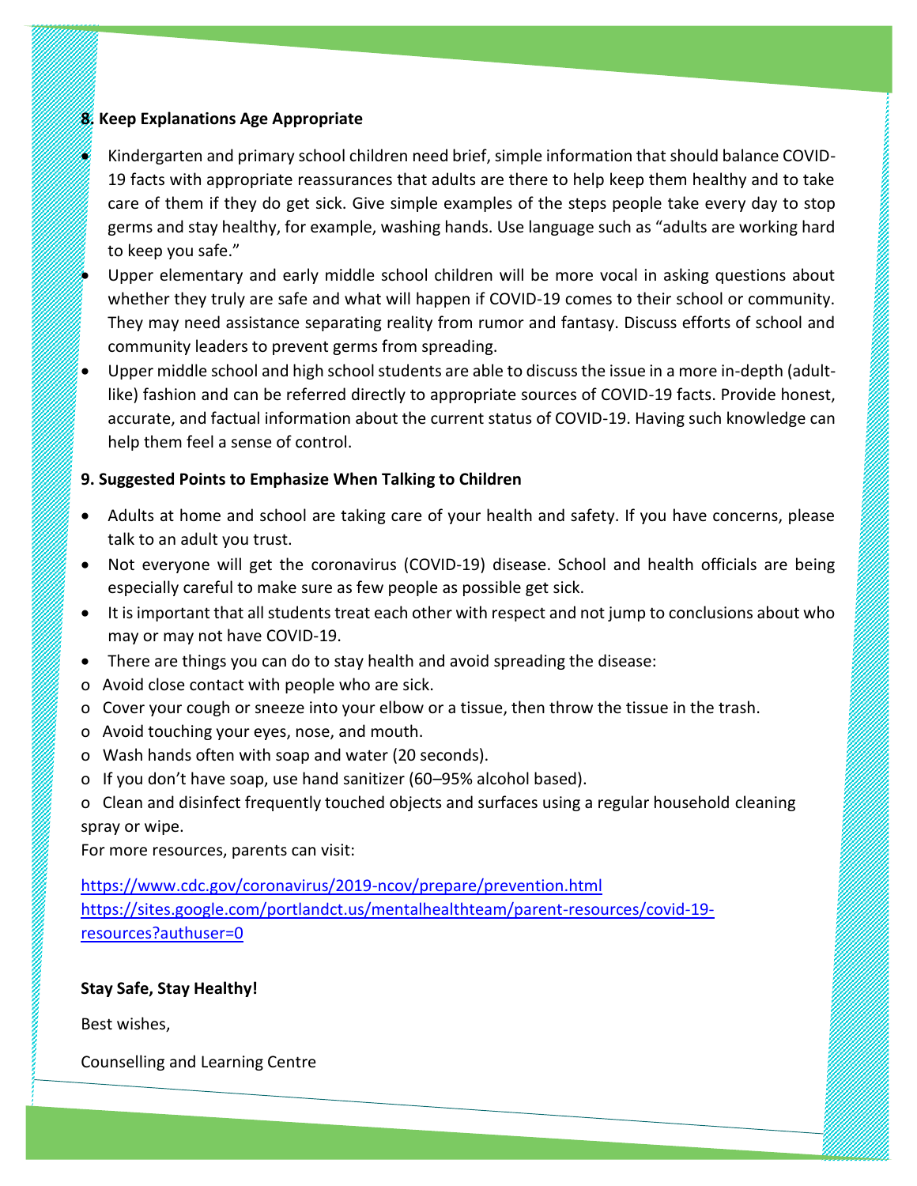**8. Keep Explanations Age Appropriate**

- Kindergarten and primary school children need brief, simple information that should balance COVID-19 facts with appropriate reassurances that adults are there to help keep them healthy and to take care of them if they do get sick. Give simple examples of the steps people take every day to stop germs and stay healthy, for example, washing hands. Use language such as "adults are working hard to keep you safe."
- Upper elementary and early middle school children will be more vocal in asking questions about whether they truly are safe and what will happen if COVID-19 comes to their school or community. They may need assistance separating reality from rumor and fantasy. Discuss efforts of school and community leaders to prevent germs from spreading.
- Upper middle school and high school students are able to discuss the issue in a more in-depth (adult-like) fashion and can be referred directly to appropriate sources of COVID-19 facts. Provide honest, accurate, and factual information about the current status of COVID-19. Having such knowledge can help them feel a sense of control.

**9. Suggested Points to Emphasize When Talking to Children**

- Adults at home and school are taking care of your health and safety. If you have concerns, please talk to an adult you trust.
- Not everyone will get the coronavirus (COVID-19) disease. School and health officials are being especially careful to make sure as few people as possible get sick.
- It is important that all students treat each other with respect and not jump to conclusions about who may or may not have COVID-19.
- There are things you can do to stay health and avoid spreading the disease:

o Avoid close contact with people who are sick.
o Cover your cough or sneeze into your elbow or a tissue, then throw the tissue in the trash.
o Avoid touching your eyes, nose, and mouth.
o Wash hands often with soap and water (20 seconds).
o If you don't have soap, use hand sanitizer (60–95% alcohol based).
o Clean and disinfect frequently touched objects and surfaces using a regular household cleaning spray or wipe.

For more resources, parents can visit:

https://www.cdc.gov/coronavirus/2019-ncov/prepare/prevention.html
https://sites.google.com/portlandct.us/mentalhealthteam/parent-resources/covid-19-resources?authuser=0

**Stay Safe, Stay Healthy!**

Best wishes,

Counselling and Learning Centre